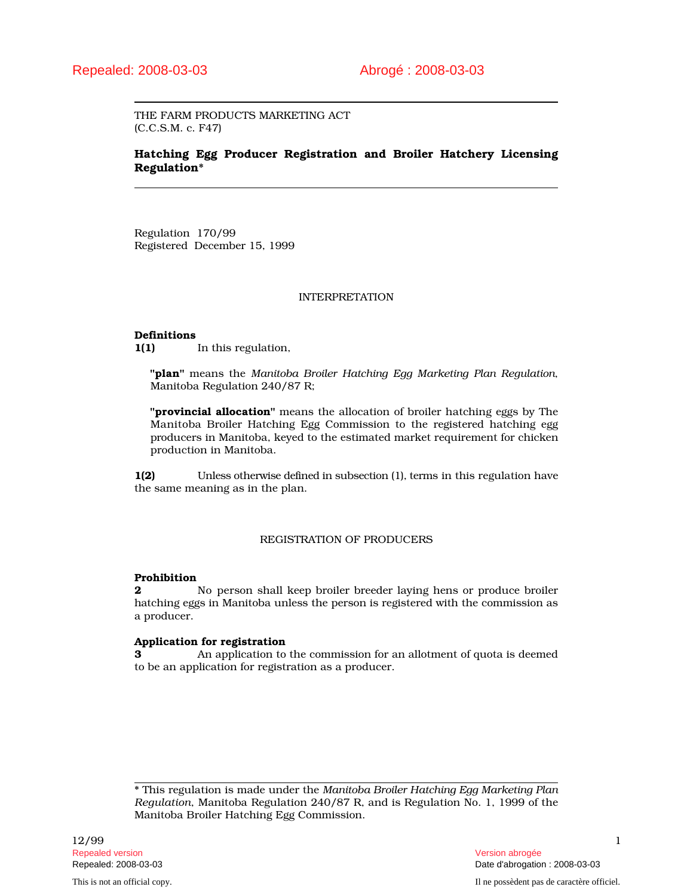Repealed: 2008-03-03 Abrogé : 2008-03-03

THE FARM PRODUCTS MARKETING ACT
(C.C.S.M. c. F47)

# Hatching Egg Producer Registration and Broiler Hatchery Licensing Regulation*

Regulation 170/99
Registered December 15, 1999

## INTERPRETATION

**Definitions**

**1(1)** In this regulation,

**"plan"** means the *Manitoba Broiler Hatching Egg Marketing Plan Regulation*, Manitoba Regulation 240/87 R;

**"provincial allocation"** means the allocation of broiler hatching eggs by The Manitoba Broiler Hatching Egg Commission to the registered hatching egg producers in Manitoba, keyed to the estimated market requirement for chicken production in Manitoba.

**1(2)** Unless otherwise defined in subsection (1), terms in this regulation have the same meaning as in the plan.

## REGISTRATION OF PRODUCERS

**Prohibition**

**2** No person shall keep broiler breeder laying hens or produce broiler hatching eggs in Manitoba unless the person is registered with the commission as a producer.

**Application for registration**

**3** An application to the commission for an allotment of quota is deemed to be an application for registration as a producer.

---

* This regulation is made under the *Manitoba Broiler Hatching Egg Marketing Plan Regulation*, Manitoba Regulation 240/87 R, and is Regulation No. 1, 1999 of the Manitoba Broiler Hatching Egg Commission.

12/99

Repealed version Version abrogée
Repealed: 2008-03-03 Date d'abrogation : 2008-03-03

This is not an official copy. Il ne possèdent pas de caractère officiel.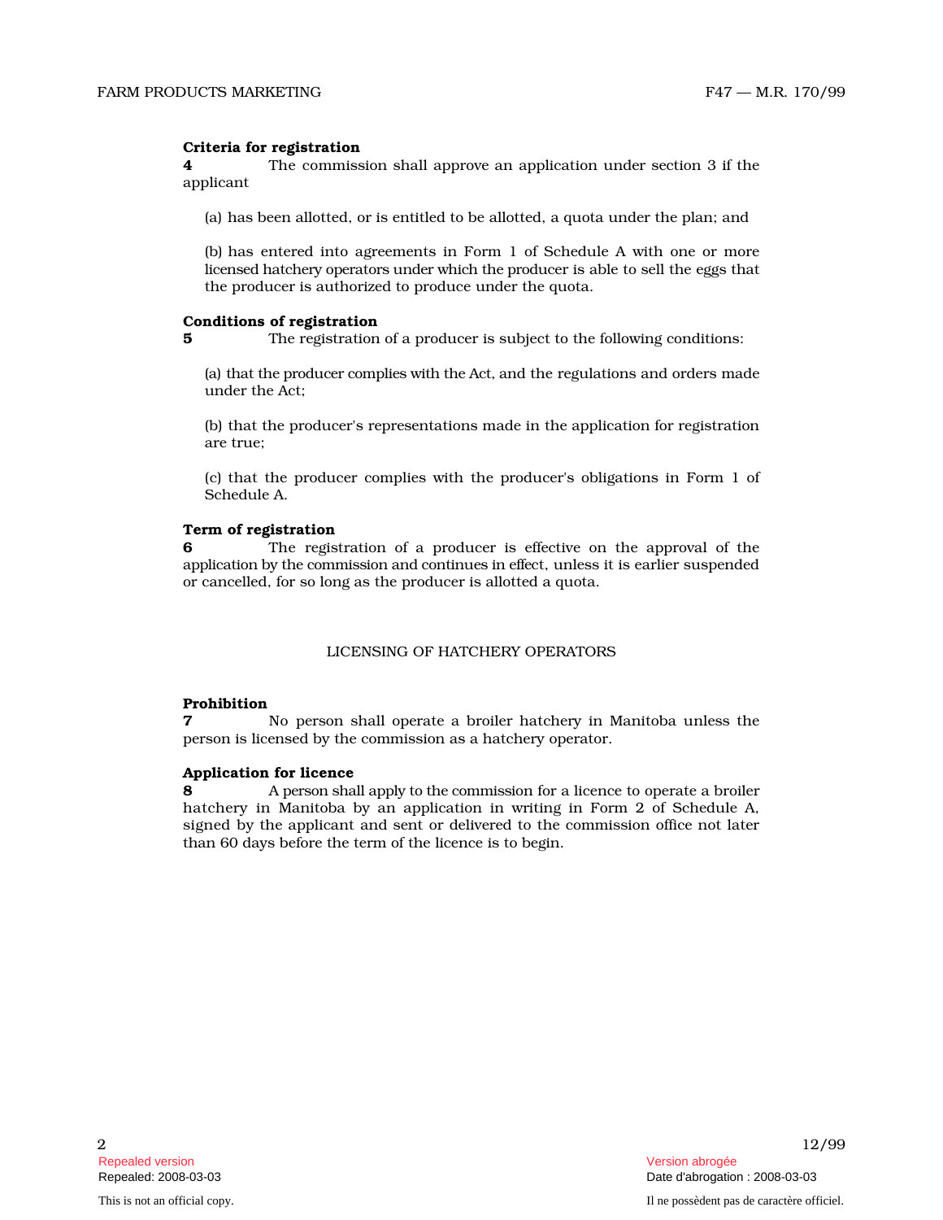**Criteria for registration**

**4** The commission shall approve an application under section 3 if the applicant

(a) has been allotted, or is entitled to be allotted, a quota under the plan; and

(b) has entered into agreements in Form 1 of Schedule A with one or more licensed hatchery operators under which the producer is able to sell the eggs that the producer is authorized to produce under the quota.

**Conditions of registration**

**5** The registration of a producer is subject to the following conditions:

(a) that the producer complies with the Act, and the regulations and orders made under the Act;

(b) that the producer's representations made in the application for registration are true;

(c) that the producer complies with the producer's obligations in Form 1 of Schedule A.

**Term of registration**

**6** The registration of a producer is effective on the approval of the application by the commission and continues in effect, unless it is earlier suspended or cancelled, for so long as the producer is allotted a quota.

## LICENSING OF HATCHERY OPERATORS

**Prohibition**

**7** No person shall operate a broiler hatchery in Manitoba unless the person is licensed by the commission as a hatchery operator.

**Application for licence**

**8** A person shall apply to the commission for a licence to operate a broiler hatchery in Manitoba by an application in writing in Form 2 of Schedule A, signed by the applicant and sent or delivered to the commission office not later than 60 days before the term of the licence is to begin.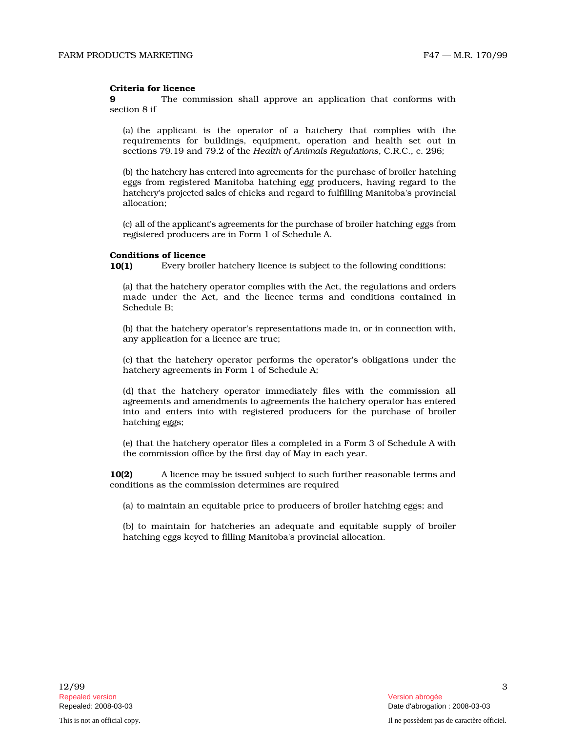**Criteria for licence**

**9** The commission shall approve an application that conforms with section 8 if

(a) the applicant is the operator of a hatchery that complies with the requirements for buildings, equipment, operation and health set out in sections 79.19 and 79.2 of the *Health of Animals Regulations*, C.R.C., c. 296;

(b) the hatchery has entered into agreements for the purchase of broiler hatching eggs from registered Manitoba hatching egg producers, having regard to the hatchery's projected sales of chicks and regard to fulfilling Manitoba's provincial allocation;

(c) all of the applicant's agreements for the purchase of broiler hatching eggs from registered producers are in Form 1 of Schedule A.

**Conditions of licence**

**10(1)** Every broiler hatchery licence is subject to the following conditions:

(a) that the hatchery operator complies with the Act, the regulations and orders made under the Act, and the licence terms and conditions contained in Schedule B;

(b) that the hatchery operator's representations made in, or in connection with, any application for a licence are true;

(c) that the hatchery operator performs the operator's obligations under the hatchery agreements in Form 1 of Schedule A;

(d) that the hatchery operator immediately files with the commission all agreements and amendments to agreements the hatchery operator has entered into and enters into with registered producers for the purchase of broiler hatching eggs;

(e) that the hatchery operator files a completed in a Form 3 of Schedule A with the commission office by the first day of May in each year.

**10(2)** A licence may be issued subject to such further reasonable terms and conditions as the commission determines are required

(a) to maintain an equitable price to producers of broiler hatching eggs; and

(b) to maintain for hatcheries an adequate and equitable supply of broiler hatching eggs keyed to filling Manitoba's provincial allocation.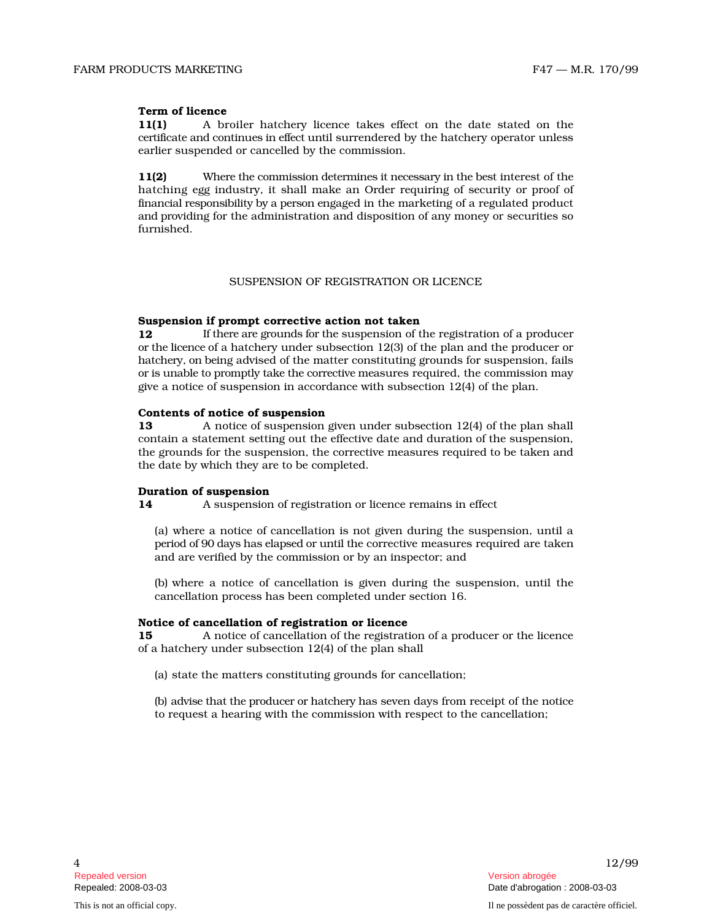**Term of licence**

**11(1)** A broiler hatchery licence takes effect on the date stated on the certificate and continues in effect until surrendered by the hatchery operator unless earlier suspended or cancelled by the commission.

**11(2)** Where the commission determines it necessary in the best interest of the hatching egg industry, it shall make an Order requiring of security or proof of financial responsibility by a person engaged in the marketing of a regulated product and providing for the administration and disposition of any money or securities so furnished.

## SUSPENSION OF REGISTRATION OR LICENCE

**Suspension if prompt corrective action not taken**

**12** If there are grounds for the suspension of the registration of a producer or the licence of a hatchery under subsection 12(3) of the plan and the producer or hatchery, on being advised of the matter constituting grounds for suspension, fails or is unable to promptly take the corrective measures required, the commission may give a notice of suspension in accordance with subsection 12(4) of the plan.

**Contents of notice of suspension**

**13** A notice of suspension given under subsection 12(4) of the plan shall contain a statement setting out the effective date and duration of the suspension, the grounds for the suspension, the corrective measures required to be taken and the date by which they are to be completed.

**Duration of suspension**

**14** A suspension of registration or licence remains in effect

(a) where a notice of cancellation is not given during the suspension, until a period of 90 days has elapsed or until the corrective measures required are taken and are verified by the commission or by an inspector; and

(b) where a notice of cancellation is given during the suspension, until the cancellation process has been completed under section 16.

**Notice of cancellation of registration or licence**

**15** A notice of cancellation of the registration of a producer or the licence of a hatchery under subsection 12(4) of the plan shall

(a) state the matters constituting grounds for cancellation;

(b) advise that the producer or hatchery has seven days from receipt of the notice to request a hearing with the commission with respect to the cancellation;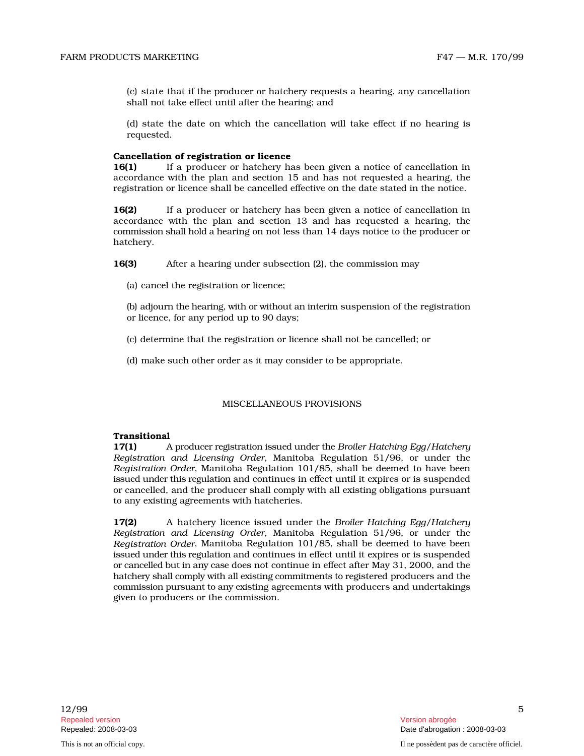(c) state that if the producer or hatchery requests a hearing, any cancellation shall not take effect until after the hearing; and

(d) state the date on which the cancellation will take effect if no hearing is requested.

**Cancellation of registration or licence**

**16(1)** If a producer or hatchery has been given a notice of cancellation in accordance with the plan and section 15 and has not requested a hearing, the registration or licence shall be cancelled effective on the date stated in the notice.

**16(2)** If a producer or hatchery has been given a notice of cancellation in accordance with the plan and section 13 and has requested a hearing, the commission shall hold a hearing on not less than 14 days notice to the producer or hatchery.

**16(3)** After a hearing under subsection (2), the commission may

(a) cancel the registration or licence;

(b) adjourn the hearing, with or without an interim suspension of the registration or licence, for any period up to 90 days;

(c) determine that the registration or licence shall not be cancelled; or

(d) make such other order as it may consider to be appropriate.

## MISCELLANEOUS PROVISIONS

**Transitional**

**17(1)** A producer registration issued under the *Broiler Hatching Egg/Hatchery Registration and Licensing Order*, Manitoba Regulation 51/96, or under the *Registration Order*, Manitoba Regulation 101/85, shall be deemed to have been issued under this regulation and continues in effect until it expires or is suspended or cancelled, and the producer shall comply with all existing obligations pursuant to any existing agreements with hatcheries.

**17(2)** A hatchery licence issued under the *Broiler Hatching Egg/Hatchery Registration and Licensing Order*, Manitoba Regulation 51/96, or under the *Registration Order*, Manitoba Regulation 101/85, shall be deemed to have been issued under this regulation and continues in effect until it expires or is suspended or cancelled but in any case does not continue in effect after May 31, 2000, and the hatchery shall comply with all existing commitments to registered producers and the commission pursuant to any existing agreements with producers and undertakings given to producers or the commission.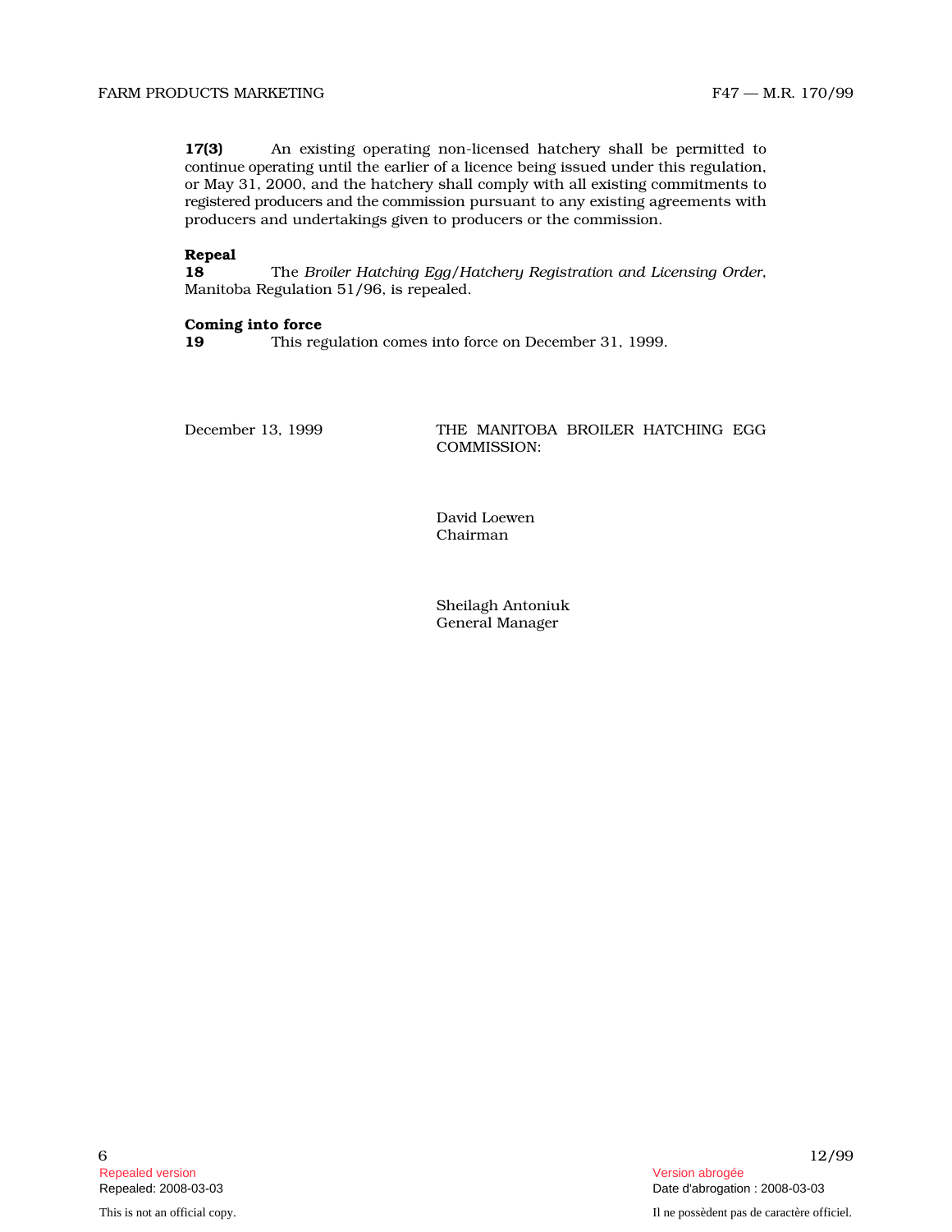**17(3)** An existing operating non-licensed hatchery shall be permitted to continue operating until the earlier of a licence being issued under this regulation, or May 31, 2000, and the hatchery shall comply with all existing commitments to registered producers and the commission pursuant to any existing agreements with producers and undertakings given to producers or the commission.

**Repeal**

**18** The *Broiler Hatching Egg/Hatchery Registration and Licensing Order*, Manitoba Regulation 51/96, is repealed.

**Coming into force**

**19** This regulation comes into force on December 31, 1999.

December 13, 1999

THE MANITOBA BROILER HATCHING EGG COMMISSION:

David Loewen
Chairman

Sheilagh Antoniuk
General Manager

Repealed version
Repealed: 2008-03-03

Version abrogée
Date d'abrogation : 2008-03-03

This is not an official copy.

Il ne possèdent pas de caractère officiel.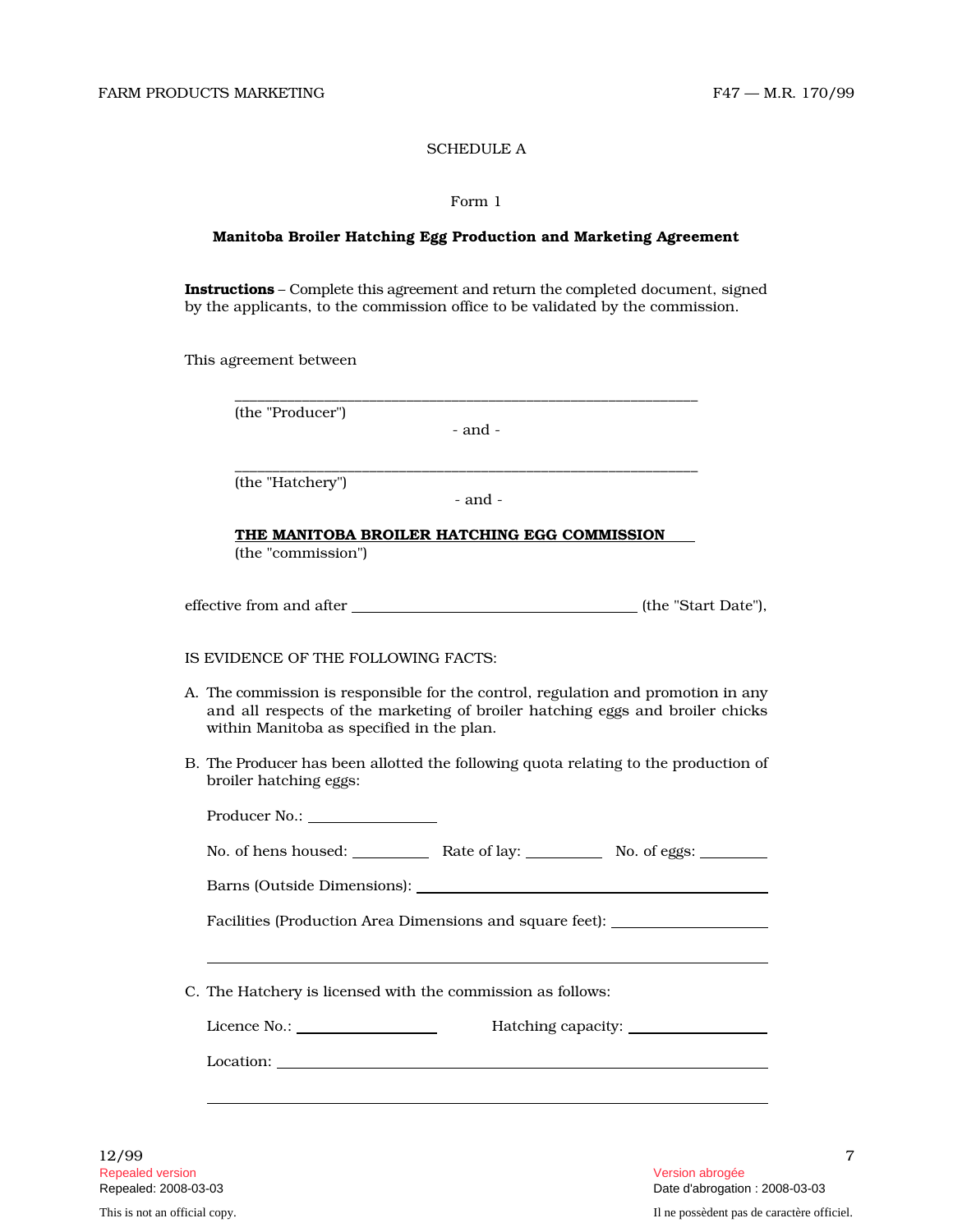SCHEDULE A

Form 1

**Manitoba Broiler Hatching Egg Production and Marketing Agreement**

**Instructions** – Complete this agreement and return the completed document, signed by the applicants, to the commission office to be validated by the commission.

This agreement between

\_\_\_\_\_\_\_\_\_\_\_\_\_\_\_\_\_\_\_\_\_\_\_\_\_\_\_\_\_\_\_\_\_\_\_\_\_\_\_\_\_\_\_\_\_\_\_\_\_\_\_\_\_\_\_\_\_\_
(the "Producer")

\- and -

\_\_\_\_\_\_\_\_\_\_\_\_\_\_\_\_\_\_\_\_\_\_\_\_\_\_\_\_\_\_\_\_\_\_\_\_\_\_\_\_\_\_\_\_\_\_\_\_\_\_\_\_\_\_\_\_\_\_
(the "Hatchery")

\- and -

**THE MANITOBA BROILER HATCHING EGG COMMISSION**
(the "commission")

effective from and after \_\_\_\_\_\_\_\_\_\_\_\_\_\_\_\_\_\_\_\_\_\_\_\_\_\_\_\_\_\_\_\_\_\_\_\_ (the "Start Date"),

IS EVIDENCE OF THE FOLLOWING FACTS:

A. The commission is responsible for the control, regulation and promotion in any and all respects of the marketing of broiler hatching eggs and broiler chicks within Manitoba as specified in the plan.

B. The Producer has been allotted the following quota relating to the production of broiler hatching eggs:

Producer No.: \_\_\_\_\_\_\_\_\_\_\_\_\_\_\_\_

No. of hens housed: \_\_\_\_\_\_\_\_\_\_ Rate of lay: \_\_\_\_\_\_\_\_\_\_ No. of eggs: \_\_\_\_\_\_\_\_\_

Barns (Outside Dimensions): \_\_\_\_\_\_\_\_\_\_\_\_\_\_\_\_\_\_\_\_\_\_\_\_\_\_\_\_\_\_\_\_\_\_\_\_\_\_\_\_\_\_\_\_

Facilities (Production Area Dimensions and square feet): \_\_\_\_\_\_\_\_\_\_\_\_\_\_\_\_\_\_\_\_

\_\_\_\_\_\_\_\_\_\_\_\_\_\_\_\_\_\_\_\_\_\_\_\_\_\_\_\_\_\_\_\_\_\_\_\_\_\_\_\_\_\_\_\_\_\_\_\_\_\_\_\_\_\_\_\_\_\_\_\_\_\_\_\_\_\_\_\_

C. The Hatchery is licensed with the commission as follows:

Licence No.: \_\_\_\_\_\_\_\_\_\_\_\_\_\_\_\_\_\_ Hatching capacity: \_\_\_\_\_\_\_\_\_\_\_\_\_\_\_\_\_\_

Location: \_\_\_\_\_\_\_\_\_\_\_\_\_\_\_\_\_\_\_\_\_\_\_\_\_\_\_\_\_\_\_\_\_\_\_\_\_\_\_\_\_\_\_\_\_\_\_\_\_\_\_\_\_\_\_\_\_\_\_\_

\_\_\_\_\_\_\_\_\_\_\_\_\_\_\_\_\_\_\_\_\_\_\_\_\_\_\_\_\_\_\_\_\_\_\_\_\_\_\_\_\_\_\_\_\_\_\_\_\_\_\_\_\_\_\_\_\_\_\_\_\_\_\_\_\_\_\_\_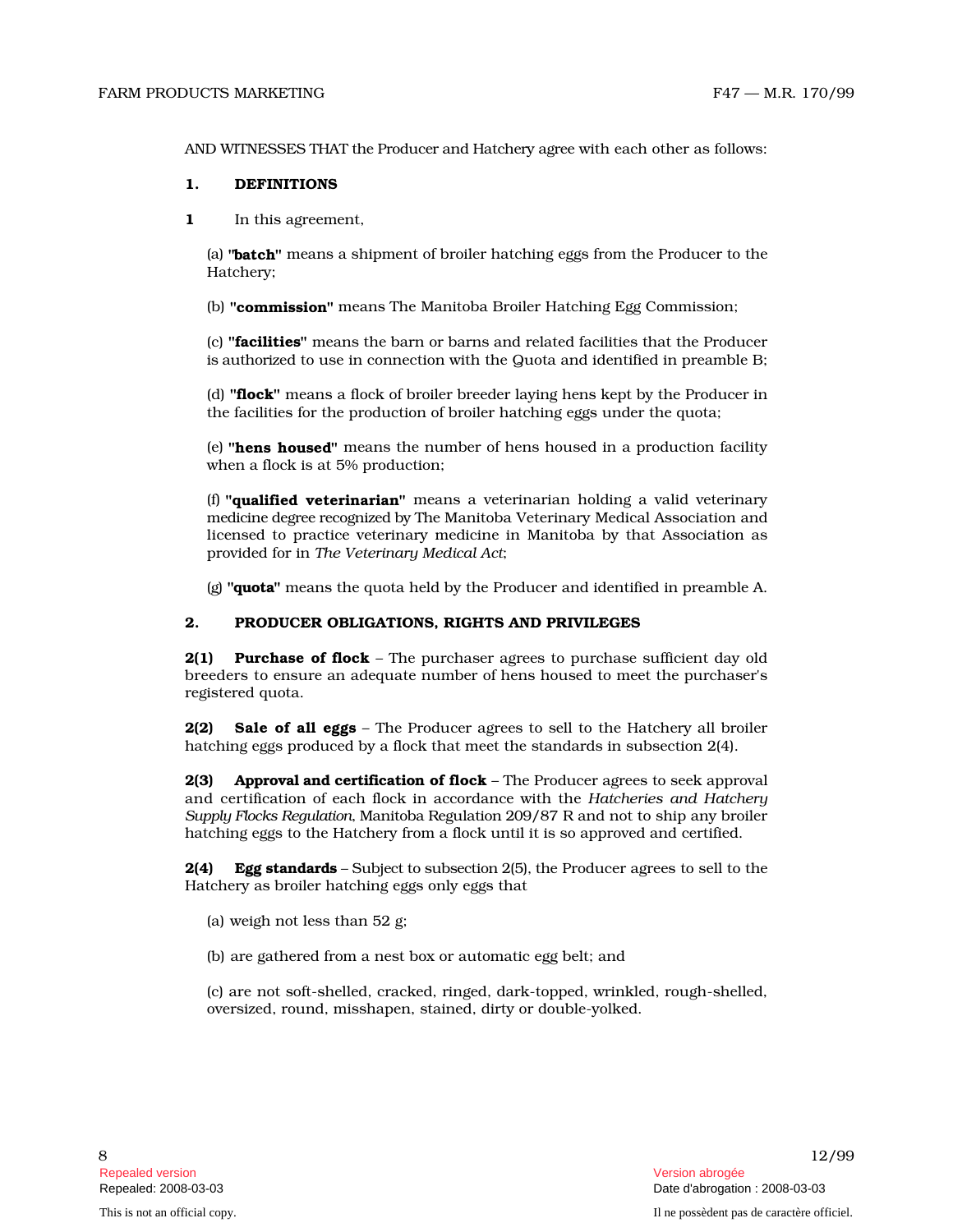AND WITNESSES THAT the Producer and Hatchery agree with each other as follows:

## 1. DEFINITIONS

**1** In this agreement,

(a) **"batch"** means a shipment of broiler hatching eggs from the Producer to the Hatchery;

(b) **"commission"** means The Manitoba Broiler Hatching Egg Commission;

(c) **"facilities"** means the barn or barns and related facilities that the Producer is authorized to use in connection with the Quota and identified in preamble B;

(d) **"flock"** means a flock of broiler breeder laying hens kept by the Producer in the facilities for the production of broiler hatching eggs under the quota;

(e) **"hens housed"** means the number of hens housed in a production facility when a flock is at 5% production;

(f) **"qualified veterinarian"** means a veterinarian holding a valid veterinary medicine degree recognized by The Manitoba Veterinary Medical Association and licensed to practice veterinary medicine in Manitoba by that Association as provided for in *The Veterinary Medical Act*;

(g) **"quota"** means the quota held by the Producer and identified in preamble A.

## 2. PRODUCER OBLIGATIONS, RIGHTS AND PRIVILEGES

**2(1) Purchase of flock** – The purchaser agrees to purchase sufficient day old breeders to ensure an adequate number of hens housed to meet the purchaser's registered quota.

**2(2) Sale of all eggs** – The Producer agrees to sell to the Hatchery all broiler hatching eggs produced by a flock that meet the standards in subsection 2(4).

**2(3) Approval and certification of flock** – The Producer agrees to seek approval and certification of each flock in accordance with the *Hatcheries and Hatchery Supply Flocks Regulation*, Manitoba Regulation 209/87 R and not to ship any broiler hatching eggs to the Hatchery from a flock until it is so approved and certified.

**2(4) Egg standards** – Subject to subsection 2(5), the Producer agrees to sell to the Hatchery as broiler hatching eggs only eggs that

(a) weigh not less than 52 g;

(b) are gathered from a nest box or automatic egg belt; and

(c) are not soft-shelled, cracked, ringed, dark-topped, wrinkled, rough-shelled, oversized, round, misshapen, stained, dirty or double-yolked.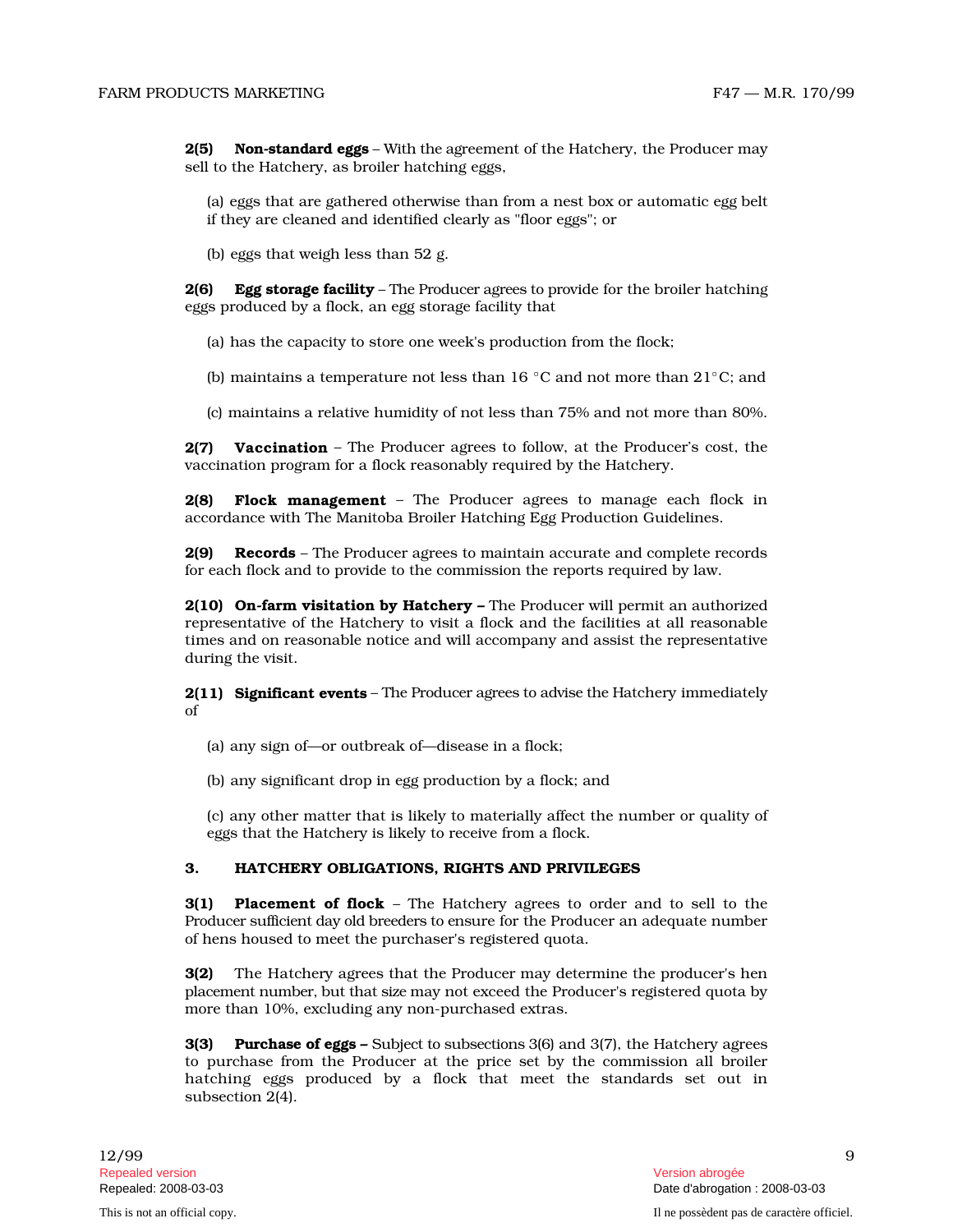**2(5) Non-standard eggs** – With the agreement of the Hatchery, the Producer may sell to the Hatchery, as broiler hatching eggs,

(a) eggs that are gathered otherwise than from a nest box or automatic egg belt if they are cleaned and identified clearly as "floor eggs"; or

(b) eggs that weigh less than 52 g.

**2(6) Egg storage facility** – The Producer agrees to provide for the broiler hatching eggs produced by a flock, an egg storage facility that

(a) has the capacity to store one week's production from the flock;

(b) maintains a temperature not less than 16 °C and not more than 21°C; and

(c) maintains a relative humidity of not less than 75% and not more than 80%.

**2(7) Vaccination** – The Producer agrees to follow, at the Producer's cost, the vaccination program for a flock reasonably required by the Hatchery.

**2(8) Flock management** – The Producer agrees to manage each flock in accordance with The Manitoba Broiler Hatching Egg Production Guidelines.

**2(9) Records** – The Producer agrees to maintain accurate and complete records for each flock and to provide to the commission the reports required by law.

**2(10) On-farm visitation by Hatchery –** The Producer will permit an authorized representative of the Hatchery to visit a flock and the facilities at all reasonable times and on reasonable notice and will accompany and assist the representative during the visit.

**2(11) Significant events** – The Producer agrees to advise the Hatchery immediately of

(a) any sign of—or outbreak of—disease in a flock;

(b) any significant drop in egg production by a flock; and

(c) any other matter that is likely to materially affect the number or quality of eggs that the Hatchery is likely to receive from a flock.

**3. HATCHERY OBLIGATIONS, RIGHTS AND PRIVILEGES**

**3(1) Placement of flock** – The Hatchery agrees to order and to sell to the Producer sufficient day old breeders to ensure for the Producer an adequate number of hens housed to meet the purchaser's registered quota.

**3(2)** The Hatchery agrees that the Producer may determine the producer's hen placement number, but that size may not exceed the Producer's registered quota by more than 10%, excluding any non-purchased extras.

**3(3) Purchase of eggs –** Subject to subsections 3(6) and 3(7), the Hatchery agrees to purchase from the Producer at the price set by the commission all broiler hatching eggs produced by a flock that meet the standards set out in subsection 2(4).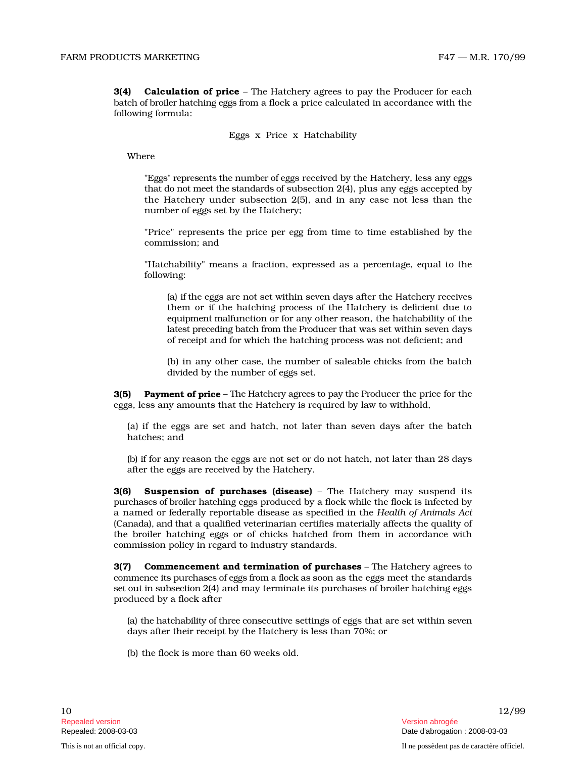**3(4) Calculation of price** – The Hatchery agrees to pay the Producer for each batch of broiler hatching eggs from a flock a price calculated in accordance with the following formula:

Eggs x Price x Hatchability

Where

"Eggs" represents the number of eggs received by the Hatchery, less any eggs that do not meet the standards of subsection 2(4), plus any eggs accepted by the Hatchery under subsection 2(5), and in any case not less than the number of eggs set by the Hatchery;

"Price" represents the price per egg from time to time established by the commission; and

"Hatchability" means a fraction, expressed as a percentage, equal to the following:

(a) if the eggs are not set within seven days after the Hatchery receives them or if the hatching process of the Hatchery is deficient due to equipment malfunction or for any other reason, the hatchability of the latest preceding batch from the Producer that was set within seven days of receipt and for which the hatching process was not deficient; and

(b) in any other case, the number of saleable chicks from the batch divided by the number of eggs set.

**3(5) Payment of price** – The Hatchery agrees to pay the Producer the price for the eggs, less any amounts that the Hatchery is required by law to withhold,

(a) if the eggs are set and hatch, not later than seven days after the batch hatches; and

(b) if for any reason the eggs are not set or do not hatch, not later than 28 days after the eggs are received by the Hatchery.

**3(6) Suspension of purchases (disease)** – The Hatchery may suspend its purchases of broiler hatching eggs produced by a flock while the flock is infected by a named or federally reportable disease as specified in the *Health of Animals Act* (Canada), and that a qualified veterinarian certifies materially affects the quality of the broiler hatching eggs or of chicks hatched from them in accordance with commission policy in regard to industry standards.

**3(7) Commencement and termination of purchases** – The Hatchery agrees to commence its purchases of eggs from a flock as soon as the eggs meet the standards set out in subsection 2(4) and may terminate its purchases of broiler hatching eggs produced by a flock after

(a) the hatchability of three consecutive settings of eggs that are set within seven days after their receipt by the Hatchery is less than 70%; or

(b) the flock is more than 60 weeks old.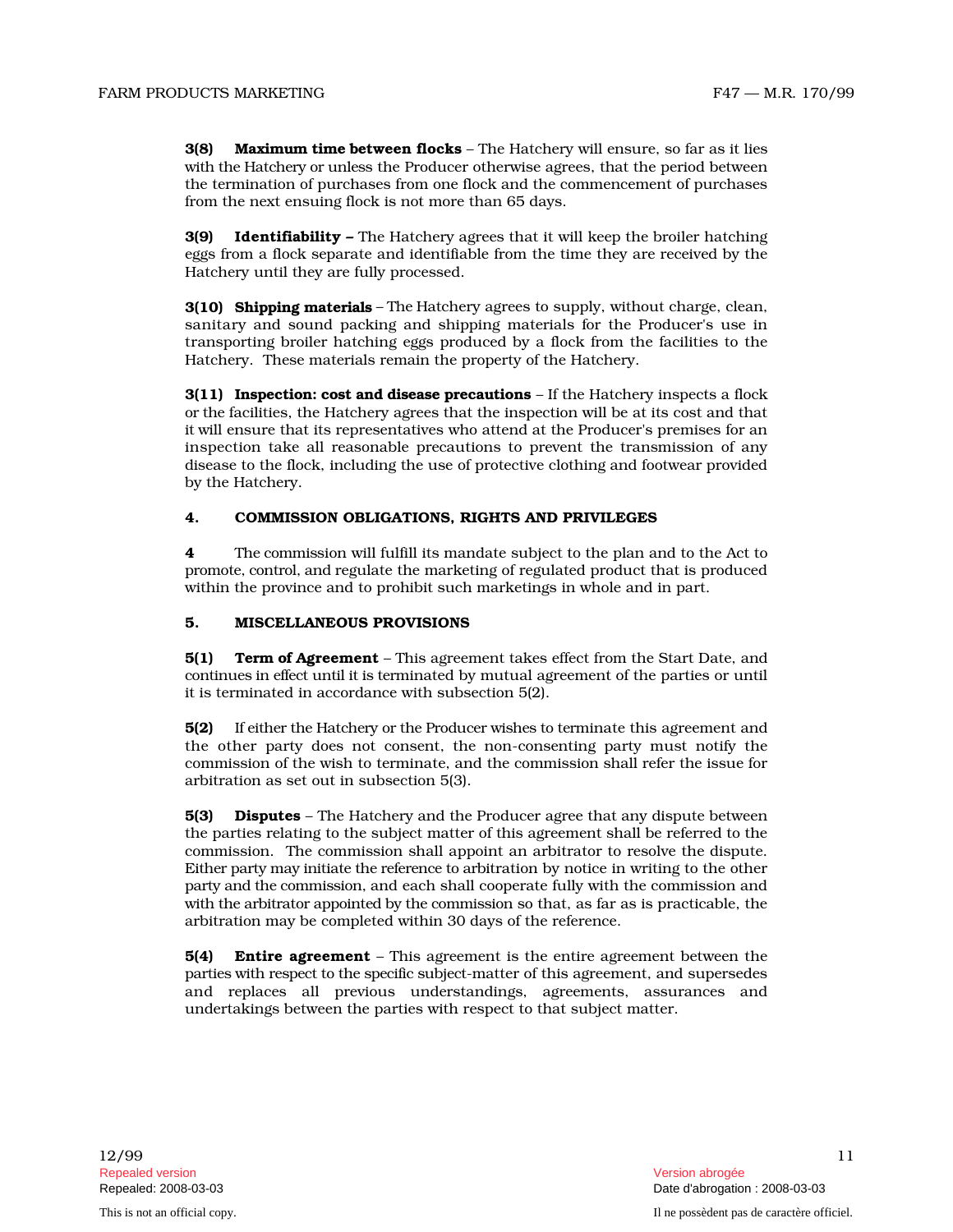**3(8) Maximum time between flocks** – The Hatchery will ensure, so far as it lies with the Hatchery or unless the Producer otherwise agrees, that the period between the termination of purchases from one flock and the commencement of purchases from the next ensuing flock is not more than 65 days.

**3(9) Identifiability –** The Hatchery agrees that it will keep the broiler hatching eggs from a flock separate and identifiable from the time they are received by the Hatchery until they are fully processed.

**3(10) Shipping materials** – The Hatchery agrees to supply, without charge, clean, sanitary and sound packing and shipping materials for the Producer's use in transporting broiler hatching eggs produced by a flock from the facilities to the Hatchery. These materials remain the property of the Hatchery.

**3(11) Inspection: cost and disease precautions** – If the Hatchery inspects a flock or the facilities, the Hatchery agrees that the inspection will be at its cost and that it will ensure that its representatives who attend at the Producer's premises for an inspection take all reasonable precautions to prevent the transmission of any disease to the flock, including the use of protective clothing and footwear provided by the Hatchery.

## 4. COMMISSION OBLIGATIONS, RIGHTS AND PRIVILEGES

**4** The commission will fulfill its mandate subject to the plan and to the Act to promote, control, and regulate the marketing of regulated product that is produced within the province and to prohibit such marketings in whole and in part.

## 5. MISCELLANEOUS PROVISIONS

**5(1) Term of Agreement** – This agreement takes effect from the Start Date, and continues in effect until it is terminated by mutual agreement of the parties or until it is terminated in accordance with subsection 5(2).

**5(2)** If either the Hatchery or the Producer wishes to terminate this agreement and the other party does not consent, the non-consenting party must notify the commission of the wish to terminate, and the commission shall refer the issue for arbitration as set out in subsection 5(3).

**5(3) Disputes** – The Hatchery and the Producer agree that any dispute between the parties relating to the subject matter of this agreement shall be referred to the commission. The commission shall appoint an arbitrator to resolve the dispute. Either party may initiate the reference to arbitration by notice in writing to the other party and the commission, and each shall cooperate fully with the commission and with the arbitrator appointed by the commission so that, as far as is practicable, the arbitration may be completed within 30 days of the reference.

**5(4) Entire agreement** – This agreement is the entire agreement between the parties with respect to the specific subject-matter of this agreement, and supersedes and replaces all previous understandings, agreements, assurances and undertakings between the parties with respect to that subject matter.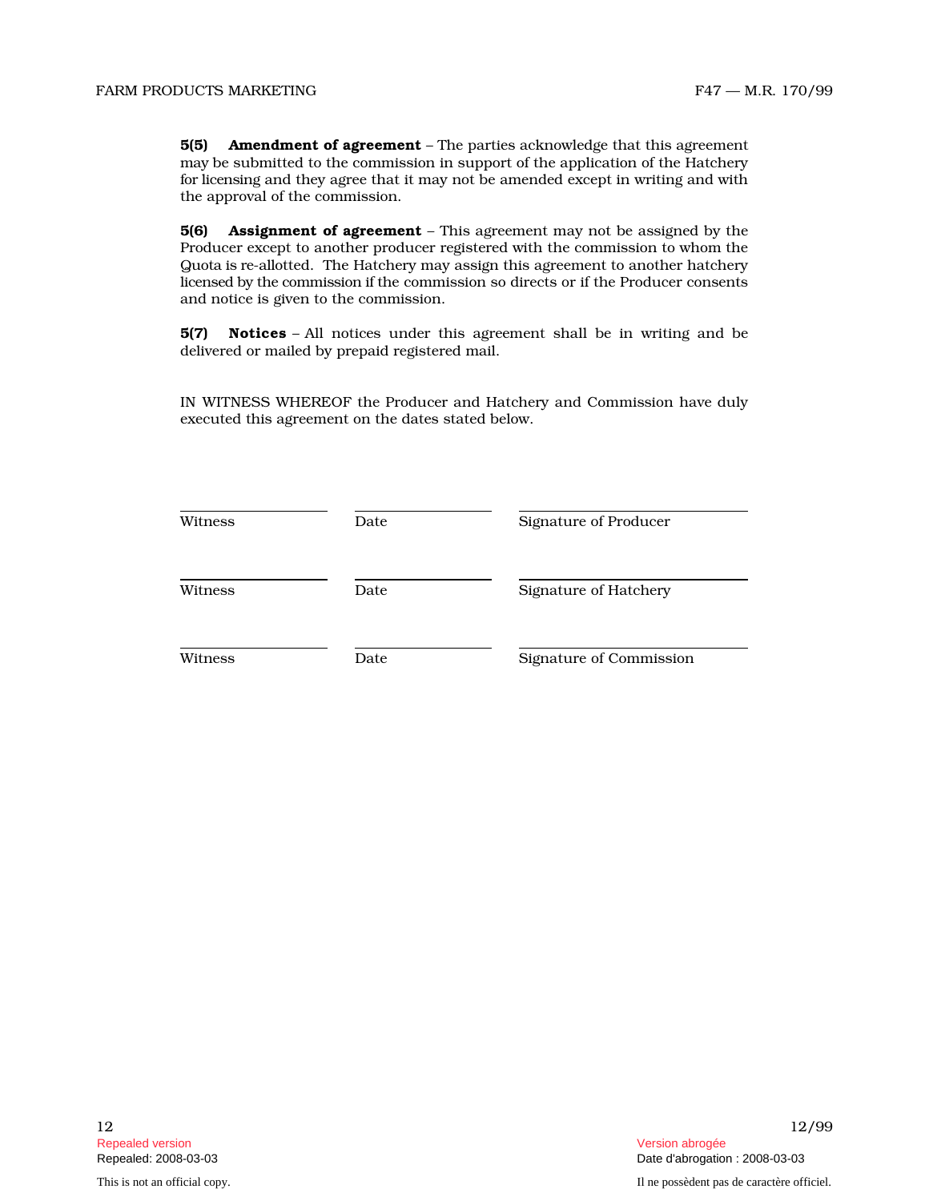**5(5) Amendment of agreement** – The parties acknowledge that this agreement may be submitted to the commission in support of the application of the Hatchery for licensing and they agree that it may not be amended except in writing and with the approval of the commission.

**5(6) Assignment of agreement** – This agreement may not be assigned by the Producer except to another producer registered with the commission to whom the Quota is re-allotted. The Hatchery may assign this agreement to another hatchery licensed by the commission if the commission so directs or if the Producer consents and notice is given to the commission.

**5(7) Notices** – All notices under this agreement shall be in writing and be delivered or mailed by prepaid registered mail.

IN WITNESS WHEREOF the Producer and Hatchery and Commission have duly executed this agreement on the dates stated below.

| | | |
|---|---|---|
| Witness | Date | Signature of Producer |
| Witness | Date | Signature of Hatchery |
| Witness | Date | Signature of Commission |

Repealed version
Repealed: 2008-03-03

Version abrogée
Date d'abrogation : 2008-03-03

This is not an official copy.

Il ne possèdent pas de caractère officiel.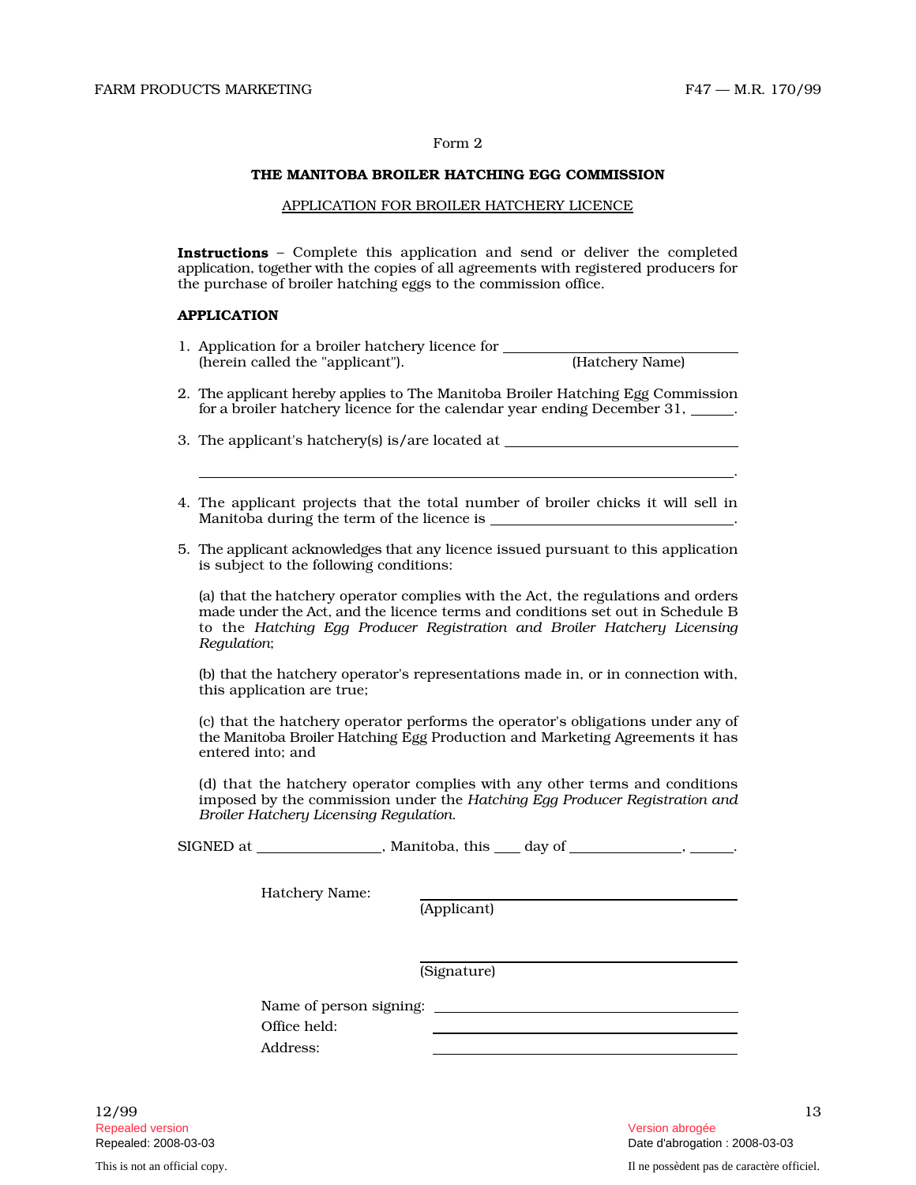Form 2

**THE MANITOBA BROILER HATCHING EGG COMMISSION**

APPLICATION FOR BROILER HATCHERY LICENCE

**Instructions** – Complete this application and send or deliver the completed application, together with the copies of all agreements with registered producers for the purchase of broiler hatching eggs to the commission office.

**APPLICATION**

1. Application for a broiler hatchery licence for ______________________________ (herein called the "applicant"). (Hatchery Name)

2. The applicant hereby applies to The Manitoba Broiler Hatching Egg Commission for a broiler hatchery licence for the calendar year ending December 31, ______.

3. The applicant's hatchery(s) is/are located at ______________________________

   ______________________________________________________________.

4. The applicant projects that the total number of broiler chicks it will sell in Manitoba during the term of the licence is ______________________________.

5. The applicant acknowledges that any licence issued pursuant to this application is subject to the following conditions:

   (a) that the hatchery operator complies with the Act, the regulations and orders made under the Act, and the licence terms and conditions set out in Schedule B to the *Hatching Egg Producer Registration and Broiler Hatchery Licensing Regulation*;

   (b) that the hatchery operator's representations made in, or in connection with, this application are true;

   (c) that the hatchery operator performs the operator's obligations under any of the Manitoba Broiler Hatching Egg Production and Marketing Agreements it has entered into; and

   (d) that the hatchery operator complies with any other terms and conditions imposed by the commission under the *Hatching Egg Producer Registration and Broiler Hatchery Licensing Regulation*.

SIGNED at ________________, Manitoba, this ____ day of ______________, ______.

Hatchery Name: ______________________________
(Applicant)

______________________________
(Signature)

Name of person signing: ______________________________

Office held: ______________________________

Address: ______________________________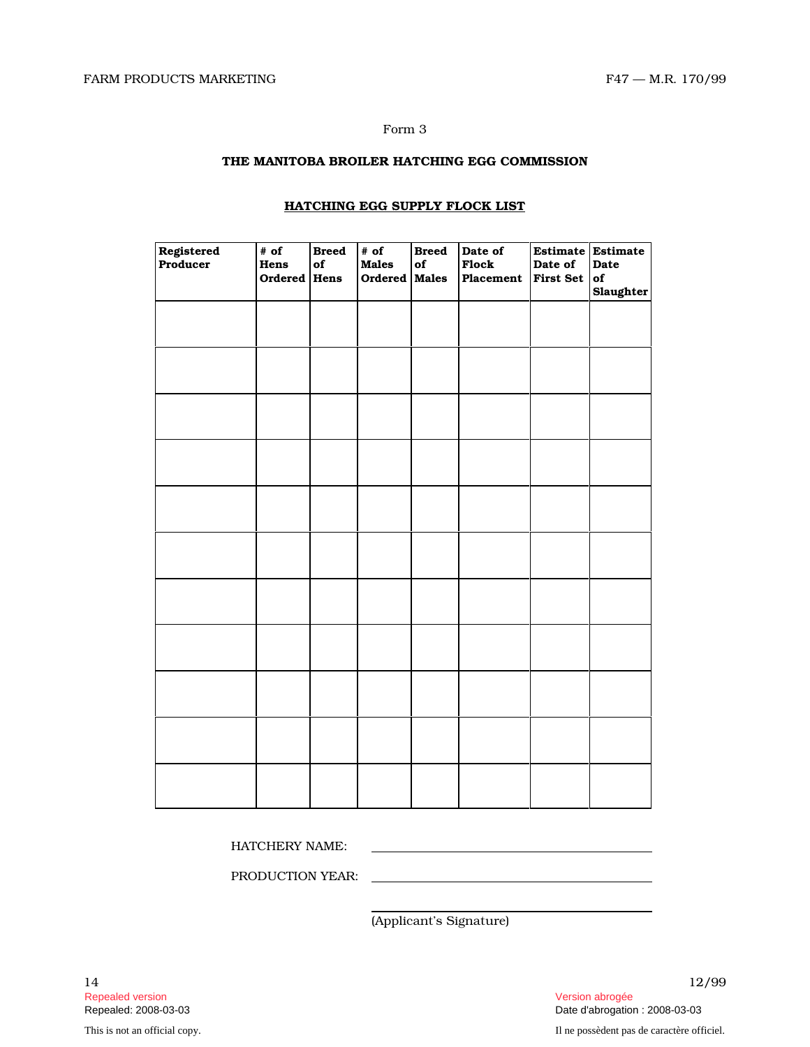Form 3

**THE MANITOBA BROILER HATCHING EGG COMMISSION**

**HATCHING EGG SUPPLY FLOCK LIST**

| Registered Producer | # of Hens Ordered | Breed of Hens | # of Males Ordered | Breed of Males | Date of Flock Placement | Estimate Date of First Set | Estimate Date of Slaughter |
|---|---|---|---|---|---|---|---|
| | | | | | | | |
| | | | | | | | |
| | | | | | | | |
| | | | | | | | |
| | | | | | | | |
| | | | | | | | |
| | | | | | | | |
| | | | | | | | |
| | | | | | | | |
| | | | | | | | |
| | | | | | | | |

HATCHERY NAME: ______________________________

PRODUCTION YEAR: ______________________________

______________________________
(Applicant's Signature)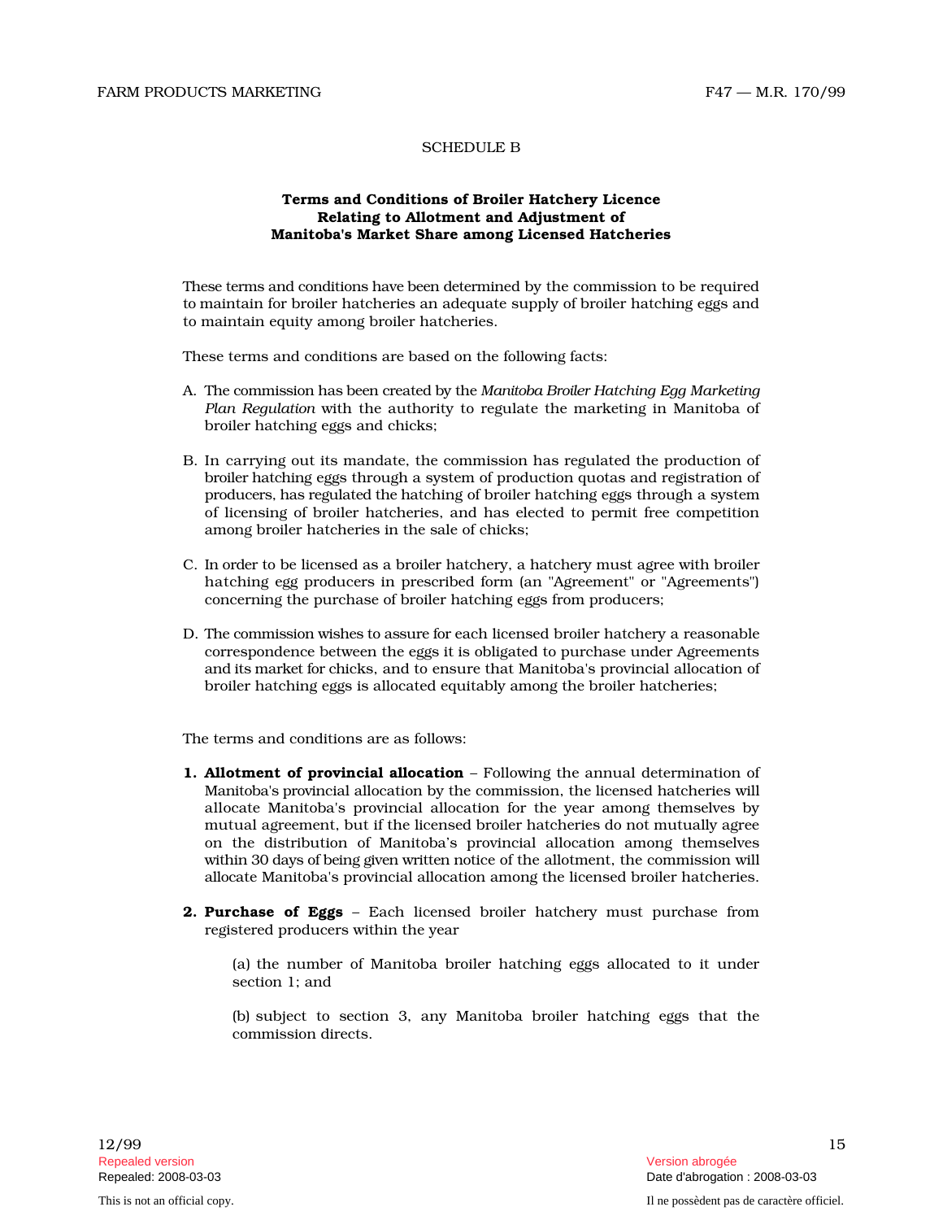## SCHEDULE B

### Terms and Conditions of Broiler Hatchery Licence Relating to Allotment and Adjustment of Manitoba's Market Share among Licensed Hatcheries

These terms and conditions have been determined by the commission to be required to maintain for broiler hatcheries an adequate supply of broiler hatching eggs and to maintain equity among broiler hatcheries.

These terms and conditions are based on the following facts:

A. The commission has been created by the *Manitoba Broiler Hatching Egg Marketing Plan Regulation* with the authority to regulate the marketing in Manitoba of broiler hatching eggs and chicks;

B. In carrying out its mandate, the commission has regulated the production of broiler hatching eggs through a system of production quotas and registration of producers, has regulated the hatching of broiler hatching eggs through a system of licensing of broiler hatcheries, and has elected to permit free competition among broiler hatcheries in the sale of chicks;

C. In order to be licensed as a broiler hatchery, a hatchery must agree with broiler hatching egg producers in prescribed form (an "Agreement" or "Agreements") concerning the purchase of broiler hatching eggs from producers;

D. The commission wishes to assure for each licensed broiler hatchery a reasonable correspondence between the eggs it is obligated to purchase under Agreements and its market for chicks, and to ensure that Manitoba's provincial allocation of broiler hatching eggs is allocated equitably among the broiler hatcheries;

The terms and conditions are as follows:

**1. Allotment of provincial allocation** – Following the annual determination of Manitoba's provincial allocation by the commission, the licensed hatcheries will allocate Manitoba's provincial allocation for the year among themselves by mutual agreement, but if the licensed broiler hatcheries do not mutually agree on the distribution of Manitoba's provincial allocation among themselves within 30 days of being given written notice of the allotment, the commission will allocate Manitoba's provincial allocation among the licensed broiler hatcheries.

**2. Purchase of Eggs** – Each licensed broiler hatchery must purchase from registered producers within the year

(a) the number of Manitoba broiler hatching eggs allocated to it under section 1; and

(b) subject to section 3, any Manitoba broiler hatching eggs that the commission directs.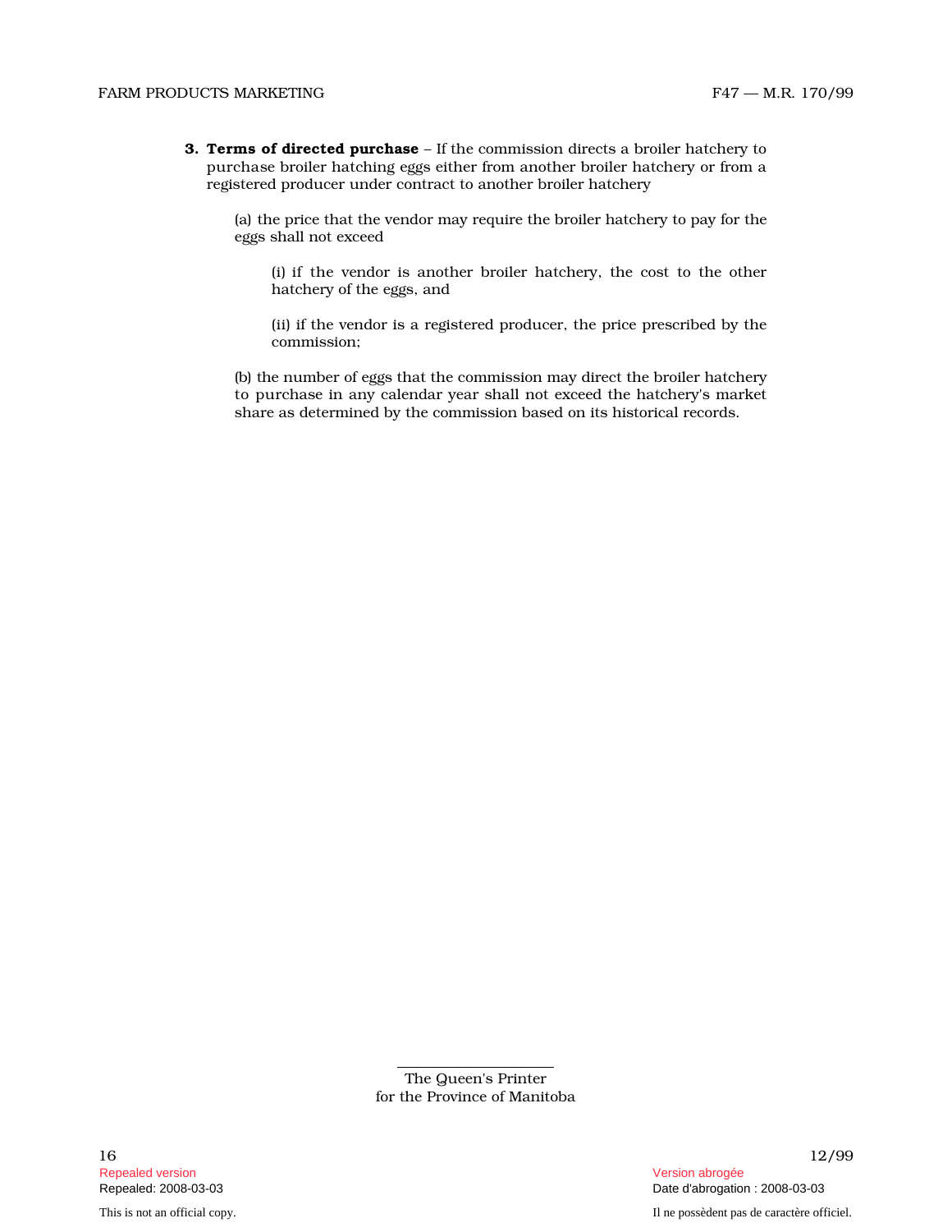**3. Terms of directed purchase** – If the commission directs a broiler hatchery to purchase broiler hatching eggs either from another broiler hatchery or from a registered producer under contract to another broiler hatchery

(a) the price that the vendor may require the broiler hatchery to pay for the eggs shall not exceed

(i) if the vendor is another broiler hatchery, the cost to the other hatchery of the eggs, and

(ii) if the vendor is a registered producer, the price prescribed by the commission;

(b) the number of eggs that the commission may direct the broiler hatchery to purchase in any calendar year shall not exceed the hatchery's market share as determined by the commission based on its historical records.

The Queen's Printer
for the Province of Manitoba